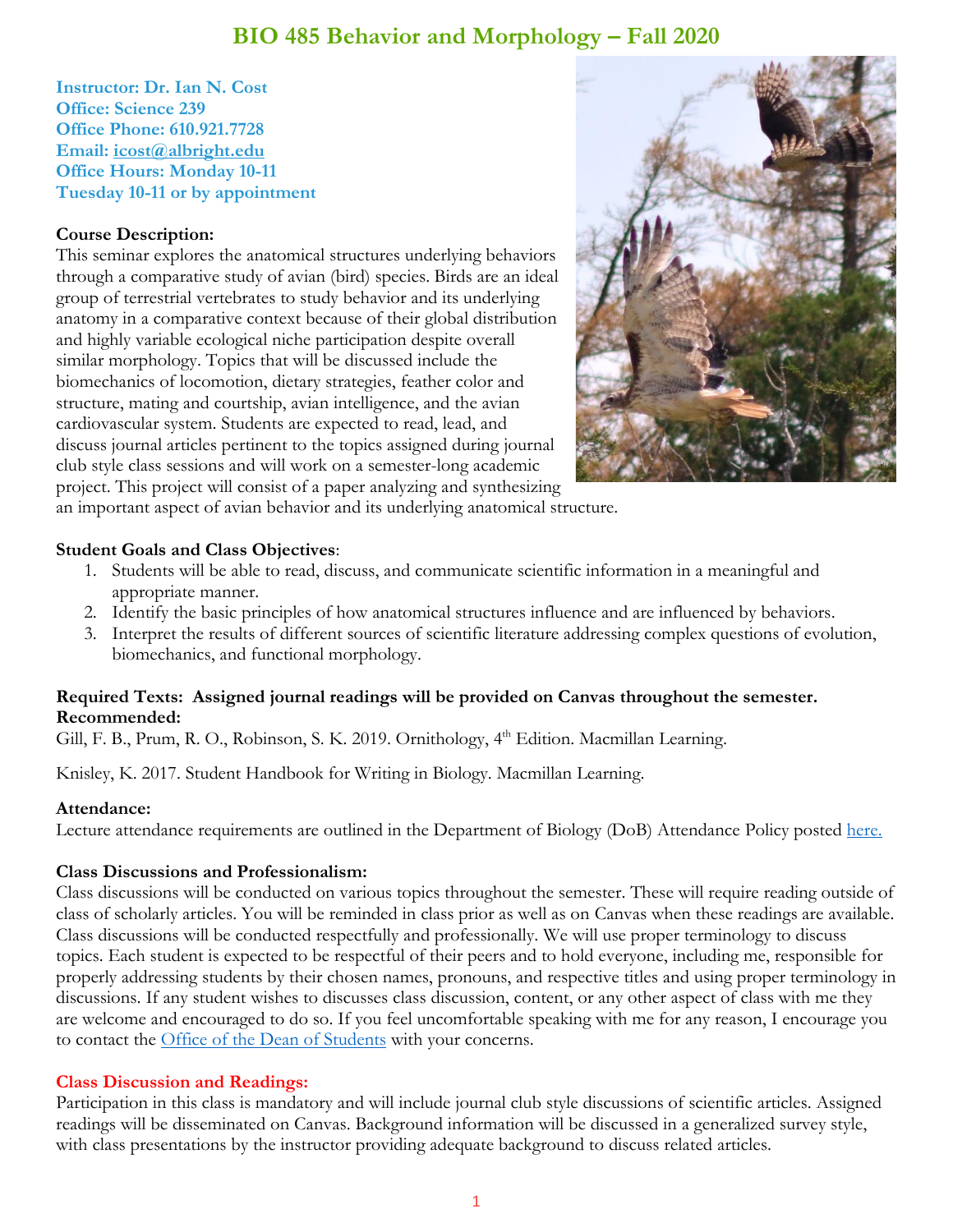# BIO 485 Behavior and Morphology – Fall 2020

**Instructor: Dr. Ian N. Cost**
**Office: Science 239**
**Office Phone: 610.921.7728**
**Email: icost@albright.edu**
**Office Hours: Monday 10-11**
**Tuesday 10-11 or by appointment**

**Course Description:**
This seminar explores the anatomical structures underlying behaviors through a comparative study of avian (bird) species. Birds are an ideal group of terrestrial vertebrates to study behavior and its underlying anatomy in a comparative context because of their global distribution and highly variable ecological niche participation despite overall similar morphology. Topics that will be discussed include the biomechanics of locomotion, dietary strategies, feather color and structure, mating and courtship, avian intelligence, and the avian cardiovascular system. Students are expected to read, lead, and discuss journal articles pertinent to the topics assigned during journal club style class sessions and will work on a semester-long academic project. This project will consist of a paper analyzing and synthesizing an important aspect of avian behavior and its underlying anatomical structure.

**Student Goals and Class Objectives**:

1. Students will be able to read, discuss, and communicate scientific information in a meaningful and appropriate manner.
2. Identify the basic principles of how anatomical structures influence and are influenced by behaviors.
3. Interpret the results of different sources of scientific literature addressing complex questions of evolution, biomechanics, and functional morphology.

**Required Texts: Assigned journal readings will be provided on Canvas throughout the semester.**
**Recommended:**
Gill, F. B., Prum, R. O., Robinson, S. K. 2019. Ornithology, 4th Edition. Macmillan Learning.

Knisley, K. 2017. Student Handbook for Writing in Biology. Macmillan Learning.

**Attendance:**
Lecture attendance requirements are outlined in the Department of Biology (DoB) Attendance Policy posted here.

**Class Discussions and Professionalism:**
Class discussions will be conducted on various topics throughout the semester. These will require reading outside of class of scholarly articles. You will be reminded in class prior as well as on Canvas when these readings are available. Class discussions will be conducted respectfully and professionally. We will use proper terminology to discuss topics. Each student is expected to be respectful of their peers and to hold everyone, including me, responsible for properly addressing students by their chosen names, pronouns, and respective titles and using proper terminology in discussions. If any student wishes to discusses class discussion, content, or any other aspect of class with me they are welcome and encouraged to do so. If you feel uncomfortable speaking with me for any reason, I encourage you to contact the Office of the Dean of Students with your concerns.

**Class Discussion and Readings:**
Participation in this class is mandatory and will include journal club style discussions of scientific articles. Assigned readings will be disseminated on Canvas. Background information will be discussed in a generalized survey style, with class presentations by the instructor providing adequate background to discuss related articles.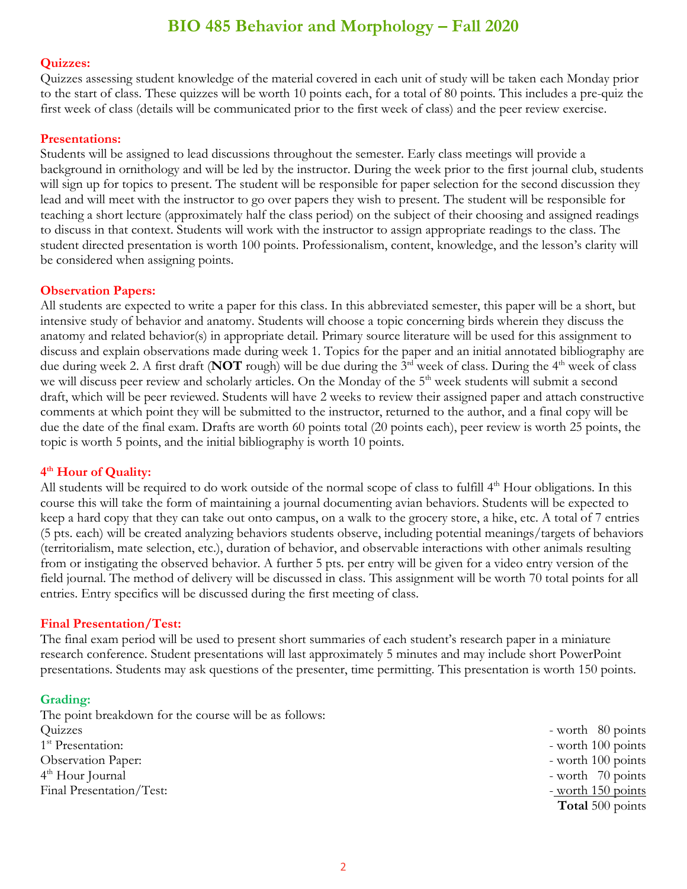# BIO 485 Behavior and Morphology – Fall 2020

## Quizzes:

Quizzes assessing student knowledge of the material covered in each unit of study will be taken each Monday prior to the start of class. These quizzes will be worth 10 points each, for a total of 80 points. This includes a pre-quiz the first week of class (details will be communicated prior to the first week of class) and the peer review exercise.

## Presentations:

Students will be assigned to lead discussions throughout the semester. Early class meetings will provide a background in ornithology and will be led by the instructor. During the week prior to the first journal club, students will sign up for topics to present. The student will be responsible for paper selection for the second discussion they lead and will meet with the instructor to go over papers they wish to present. The student will be responsible for teaching a short lecture (approximately half the class period) on the subject of their choosing and assigned readings to discuss in that context. Students will work with the instructor to assign appropriate readings to the class. The student directed presentation is worth 100 points. Professionalism, content, knowledge, and the lesson's clarity will be considered when assigning points.

## Observation Papers:

All students are expected to write a paper for this class. In this abbreviated semester, this paper will be a short, but intensive study of behavior and anatomy. Students will choose a topic concerning birds wherein they discuss the anatomy and related behavior(s) in appropriate detail. Primary source literature will be used for this assignment to discuss and explain observations made during week 1. Topics for the paper and an initial annotated bibliography are due during week 2. A first draft (**NOT** rough) will be due during the 3rd week of class. During the 4th week of class we will discuss peer review and scholarly articles. On the Monday of the 5th week students will submit a second draft, which will be peer reviewed. Students will have 2 weeks to review their assigned paper and attach constructive comments at which point they will be submitted to the instructor, returned to the author, and a final copy will be due the date of the final exam. Drafts are worth 60 points total (20 points each), peer review is worth 25 points, the topic is worth 5 points, and the initial bibliography is worth 10 points.

## 4th Hour of Quality:

All students will be required to do work outside of the normal scope of class to fulfill 4th Hour obligations. In this course this will take the form of maintaining a journal documenting avian behaviors. Students will be expected to keep a hard copy that they can take out onto campus, on a walk to the grocery store, a hike, etc. A total of 7 entries (5 pts. each) will be created analyzing behaviors students observe, including potential meanings/targets of behaviors (territorialism, mate selection, etc.), duration of behavior, and observable interactions with other animals resulting from or instigating the observed behavior. A further 5 pts. per entry will be given for a video entry version of the field journal. The method of delivery will be discussed in class. This assignment will be worth 70 total points for all entries. Entry specifics will be discussed during the first meeting of class.

## Final Presentation/Test:

The final exam period will be used to present short summaries of each student's research paper in a miniature research conference. Student presentations will last approximately 5 minutes and may include short PowerPoint presentations. Students may ask questions of the presenter, time permitting. This presentation is worth 150 points.

## Grading:

The point breakdown for the course will be as follows:

| | |
|---|---|
| Quizzes | - worth 80 points |
| 1st Presentation: | - worth 100 points |
| Observation Paper: | - worth 100 points |
| 4th Hour Journal | - worth 70 points |
| Final Presentation/Test: | - worth 150 points |
| | **Total** 500 points |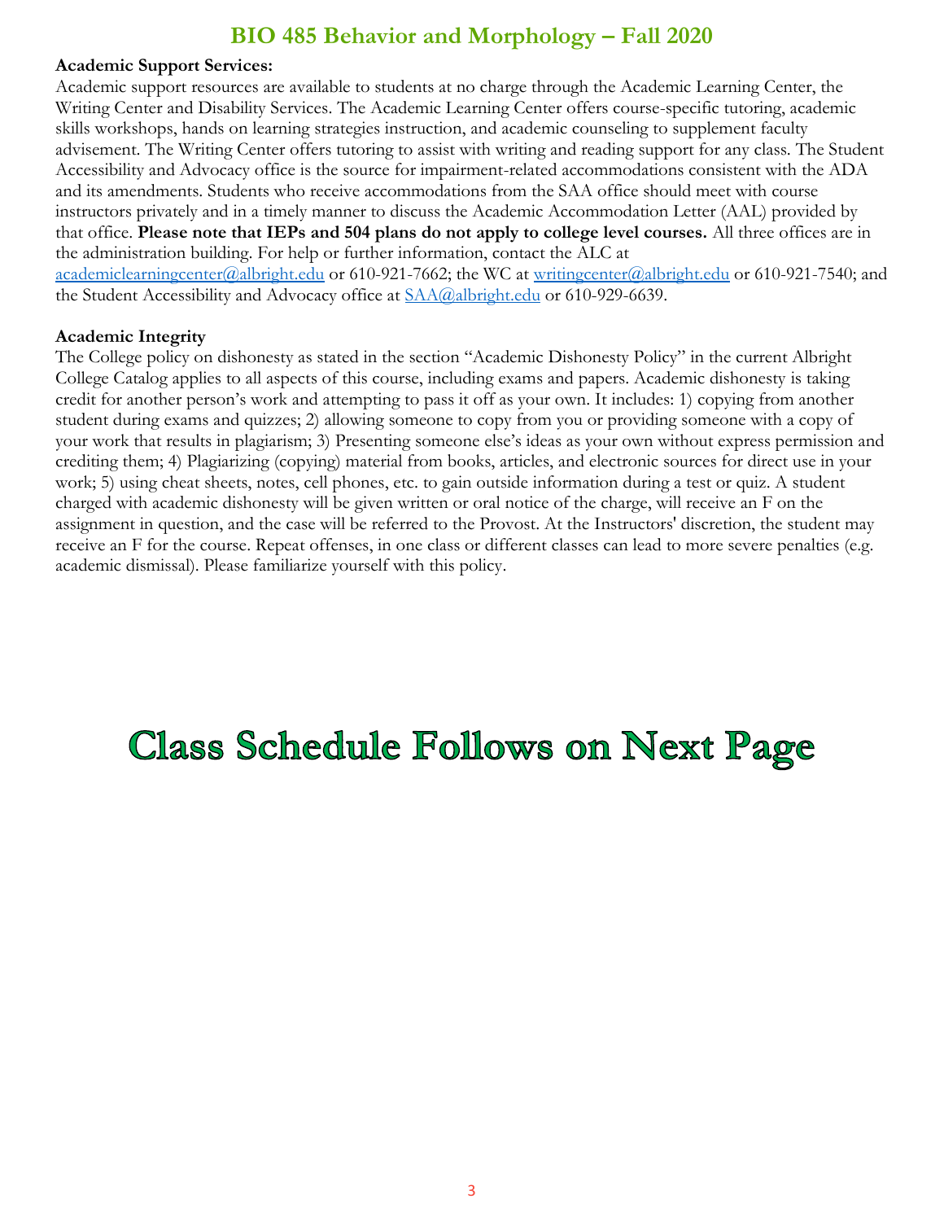**Academic Support Services:**

Academic support resources are available to students at no charge through the Academic Learning Center, the Writing Center and Disability Services. The Academic Learning Center offers course-specific tutoring, academic skills workshops, hands on learning strategies instruction, and academic counseling to supplement faculty advisement. The Writing Center offers tutoring to assist with writing and reading support for any class. The Student Accessibility and Advocacy office is the source for impairment-related accommodations consistent with the ADA and its amendments. Students who receive accommodations from the SAA office should meet with course instructors privately and in a timely manner to discuss the Academic Accommodation Letter (AAL) provided by that office. **Please note that IEPs and 504 plans do not apply to college level courses.** All three offices are in the administration building. For help or further information, contact the ALC at academiclearningcenter@albright.edu or 610-921-7662; the WC at writingcenter@albright.edu or 610-921-7540; and the Student Accessibility and Advocacy office at SAA@albright.edu or 610-929-6639.

**Academic Integrity**

The College policy on dishonesty as stated in the section "Academic Dishonesty Policy" in the current Albright College Catalog applies to all aspects of this course, including exams and papers. Academic dishonesty is taking credit for another person's work and attempting to pass it off as your own. It includes: 1) copying from another student during exams and quizzes; 2) allowing someone to copy from you or providing someone with a copy of your work that results in plagiarism; 3) Presenting someone else's ideas as your own without express permission and crediting them; 4) Plagiarizing (copying) material from books, articles, and electronic sources for direct use in your work; 5) using cheat sheets, notes, cell phones, etc. to gain outside information during a test or quiz. A student charged with academic dishonesty will be given written or oral notice of the charge, will receive an F on the assignment in question, and the case will be referred to the Provost. At the Instructors' discretion, the student may receive an F for the course. Repeat offenses, in one class or different classes can lead to more severe penalties (e.g. academic dismissal). Please familiarize yourself with this policy.

# Class Schedule Follows on Next Page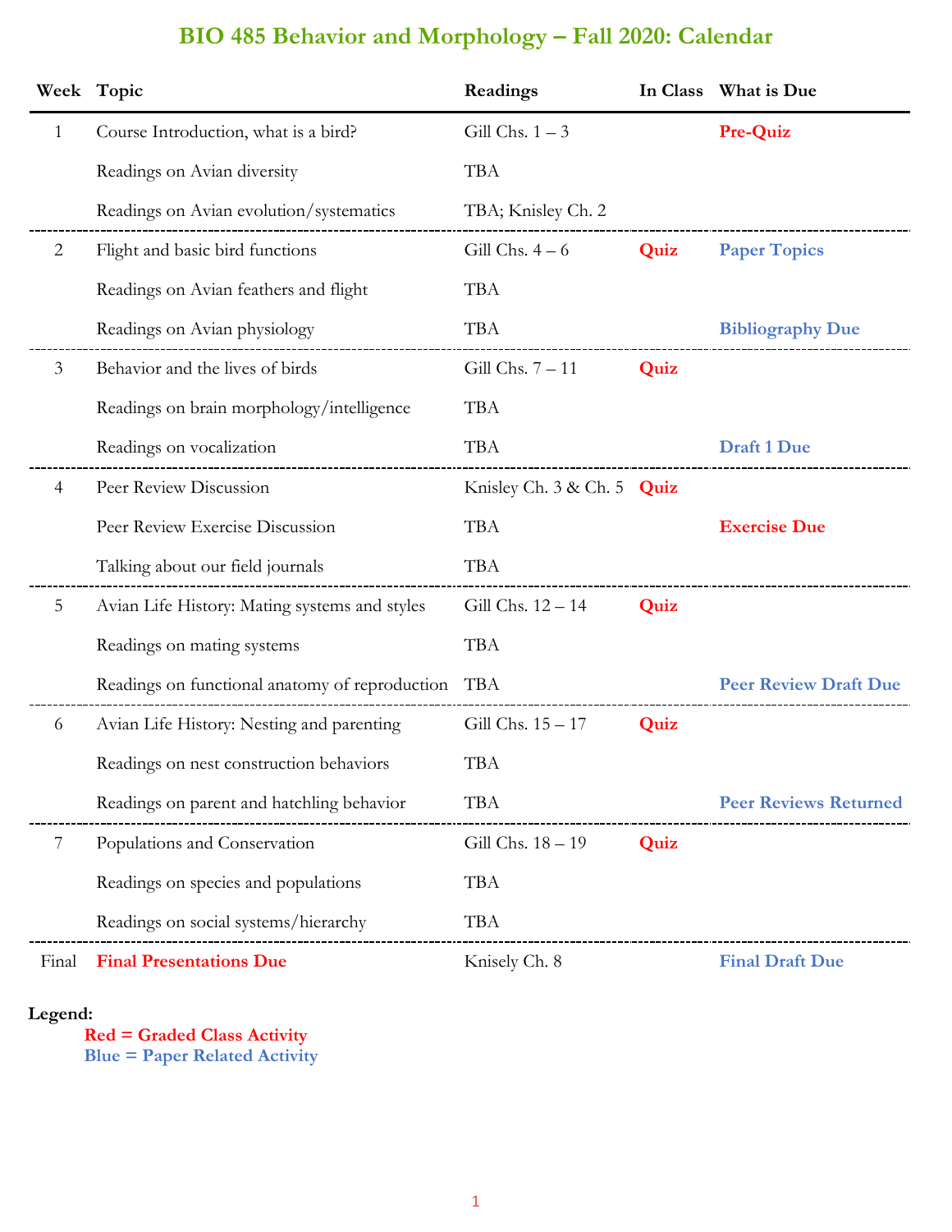# BIO 485 Behavior and Morphology – Fall 2020: Calendar

| Week | Topic | Readings | In Class | What is Due |
|---|---|---|---|---|
| 1 | Course Introduction, what is a bird? | Gill Chs. 1 – 3 | | **Pre-Quiz** |
| | Readings on Avian diversity | TBA | | |
| | Readings on Avian evolution/systematics | TBA; Knisley Ch. 2 | | |
| 2 | Flight and basic bird functions | Gill Chs. 4 – 6 | **Quiz** | **Paper Topics** |
| | Readings on Avian feathers and flight | TBA | | |
| | Readings on Avian physiology | TBA | | **Bibliography Due** |
| 3 | Behavior and the lives of birds | Gill Chs. 7 – 11 | **Quiz** | |
| | Readings on brain morphology/intelligence | TBA | | |
| | Readings on vocalization | TBA | | **Draft 1 Due** |
| 4 | Peer Review Discussion | Knisley Ch. 3 & Ch. 5 | **Quiz** | |
| | Peer Review Exercise Discussion | TBA | | **Exercise Due** |
| | Talking about our field journals | TBA | | |
| 5 | Avian Life History: Mating systems and styles | Gill Chs. 12 – 14 | **Quiz** | |
| | Readings on mating systems | TBA | | |
| | Readings on functional anatomy of reproduction | TBA | | **Peer Review Draft Due** |
| 6 | Avian Life History: Nesting and parenting | Gill Chs. 15 – 17 | **Quiz** | |
| | Readings on nest construction behaviors | TBA | | |
| | Readings on parent and hatchling behavior | TBA | | **Peer Reviews Returned** |
| 7 | Populations and Conservation | Gill Chs. 18 – 19 | **Quiz** | |
| | Readings on species and populations | TBA | | |
| | Readings on social systems/hierarchy | TBA | | |
| Final | **Final Presentations Due** | Knisely Ch. 8 | | **Final Draft Due** |

**Legend:**

**Red = Graded Class Activity**

**Blue = Paper Related Activity**